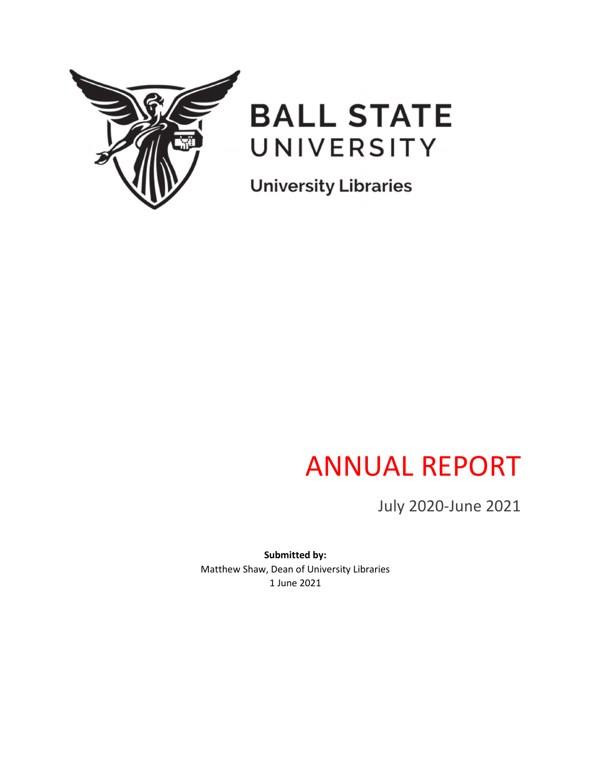BALL STATE UNIVERSITY

University Libraries

# ANNUAL REPORT

July 2020-June 2021

**Submitted by:**
Matthew Shaw, Dean of University Libraries
1 June 2021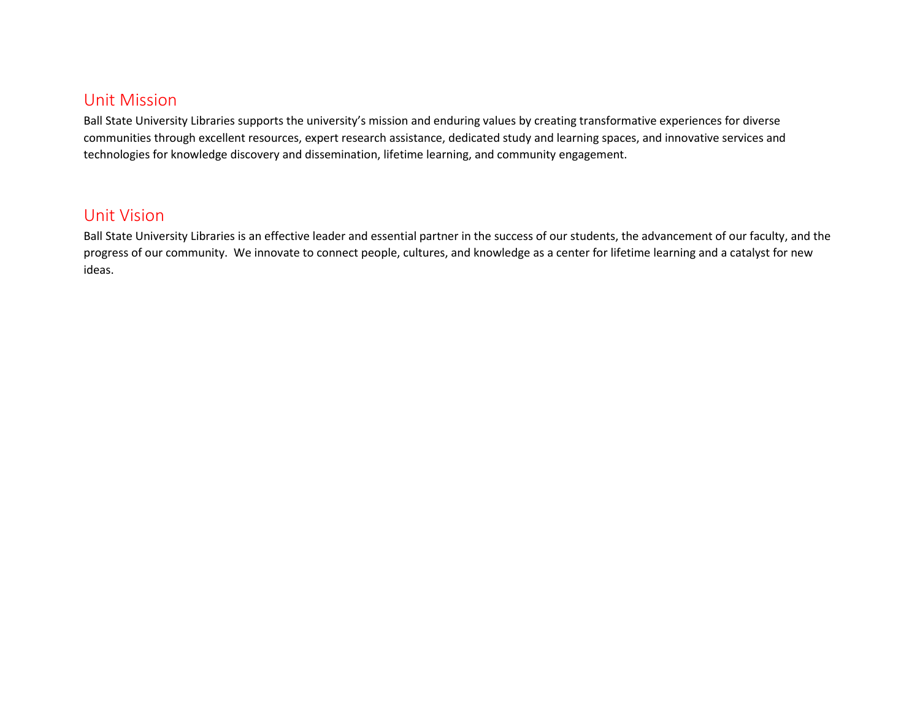## Unit Mission

Ball State University Libraries supports the university's mission and enduring values by creating transformative experiences for diverse communities through excellent resources, expert research assistance, dedicated study and learning spaces, and innovative services and technologies for knowledge discovery and dissemination, lifetime learning, and community engagement.

## Unit Vision

Ball State University Libraries is an effective leader and essential partner in the success of our students, the advancement of our faculty, and the progress of our community. We innovate to connect people, cultures, and knowledge as a center for lifetime learning and a catalyst for new ideas.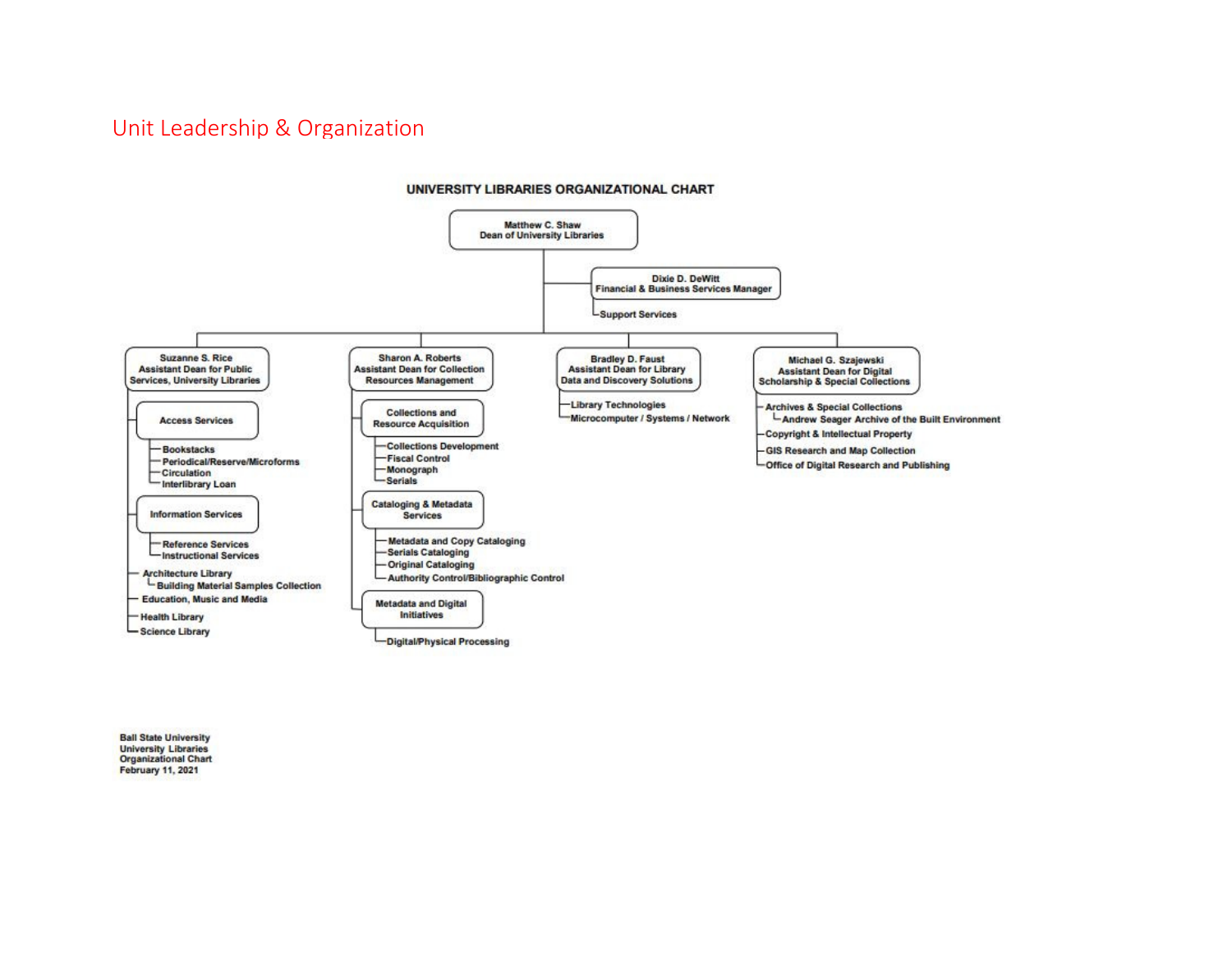## Unit Leadership & Organization

**UNIVERSITY LIBRARIES ORGANIZATIONAL CHART**

**Matthew C. Shaw**
Dean of University Libraries

- **Dixie D. DeWitt**
  Financial & Business Services Manager
  - Support Services

- **Suzanne S. Rice**
  Assistant Dean for Public Services, University Libraries
  - Access Services
    - Bookstacks
    - Periodical/Reserve/Microforms
    - Circulation
    - Interlibrary Loan
  - Information Services
    - Reference Services
    - Instructional Services
  - Architecture Library
    - Building Material Samples Collection
  - Education, Music and Media
  - Health Library
  - Science Library

- **Sharon A. Roberts**
  Assistant Dean for Collection Resources Management
  - Collections and Resource Acquisition
    - Collections Development
    - Fiscal Control
    - Monograph
    - Serials
  - Cataloging & Metadata Services
    - Metadata and Copy Cataloging
    - Serials Cataloging
    - Original Cataloging
    - Authority Control/Bibliographic Control
  - Metadata and Digital Initiatives
    - Digital/Physical Processing

- **Bradley D. Faust**
  Assistant Dean for Library Data and Discovery Solutions
  - Library Technologies
  - Microcomputer / Systems / Network

- **Michael G. Szajewski**
  Assistant Dean for Digital Scholarship & Special Collections
  - Archives & Special Collections
    - Andrew Seager Archive of the Built Environment
  - Copyright & Intellectual Property
  - GIS Research and Map Collection
  - Office of Digital Research and Publishing

Ball State University
University Libraries
Organizational Chart
February 11, 2021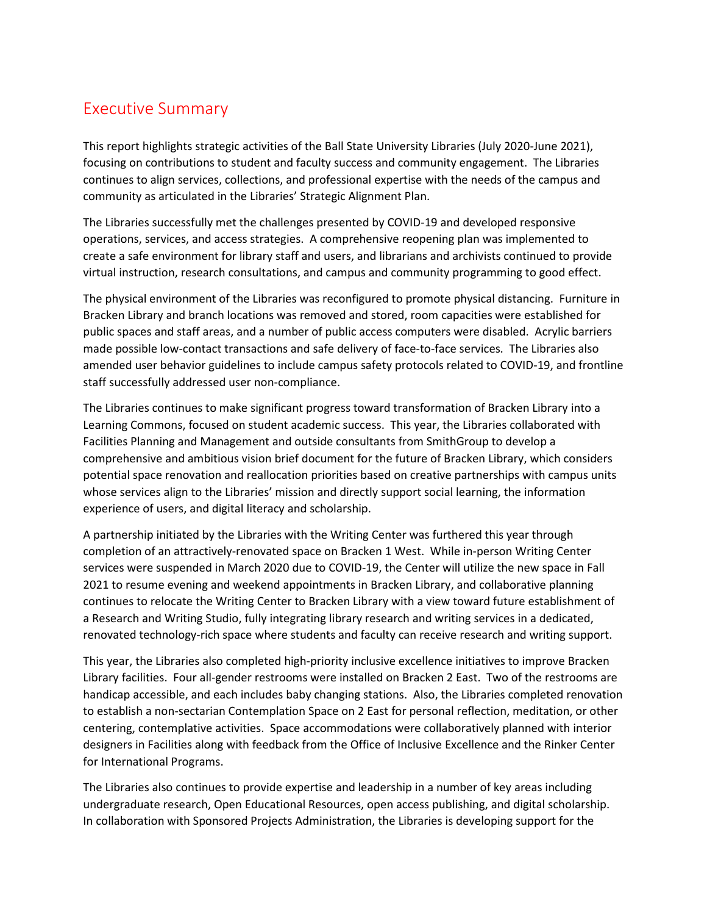# Executive Summary

This report highlights strategic activities of the Ball State University Libraries (July 2020-June 2021), focusing on contributions to student and faculty success and community engagement. The Libraries continues to align services, collections, and professional expertise with the needs of the campus and community as articulated in the Libraries' Strategic Alignment Plan.

The Libraries successfully met the challenges presented by COVID-19 and developed responsive operations, services, and access strategies. A comprehensive reopening plan was implemented to create a safe environment for library staff and users, and librarians and archivists continued to provide virtual instruction, research consultations, and campus and community programming to good effect.

The physical environment of the Libraries was reconfigured to promote physical distancing. Furniture in Bracken Library and branch locations was removed and stored, room capacities were established for public spaces and staff areas, and a number of public access computers were disabled. Acrylic barriers made possible low-contact transactions and safe delivery of face-to-face services. The Libraries also amended user behavior guidelines to include campus safety protocols related to COVID-19, and frontline staff successfully addressed user non-compliance.

The Libraries continues to make significant progress toward transformation of Bracken Library into a Learning Commons, focused on student academic success. This year, the Libraries collaborated with Facilities Planning and Management and outside consultants from SmithGroup to develop a comprehensive and ambitious vision brief document for the future of Bracken Library, which considers potential space renovation and reallocation priorities based on creative partnerships with campus units whose services align to the Libraries' mission and directly support social learning, the information experience of users, and digital literacy and scholarship.

A partnership initiated by the Libraries with the Writing Center was furthered this year through completion of an attractively-renovated space on Bracken 1 West. While in-person Writing Center services were suspended in March 2020 due to COVID-19, the Center will utilize the new space in Fall 2021 to resume evening and weekend appointments in Bracken Library, and collaborative planning continues to relocate the Writing Center to Bracken Library with a view toward future establishment of a Research and Writing Studio, fully integrating library research and writing services in a dedicated, renovated technology-rich space where students and faculty can receive research and writing support.

This year, the Libraries also completed high-priority inclusive excellence initiatives to improve Bracken Library facilities. Four all-gender restrooms were installed on Bracken 2 East. Two of the restrooms are handicap accessible, and each includes baby changing stations. Also, the Libraries completed renovation to establish a non-sectarian Contemplation Space on 2 East for personal reflection, meditation, or other centering, contemplative activities. Space accommodations were collaboratively planned with interior designers in Facilities along with feedback from the Office of Inclusive Excellence and the Rinker Center for International Programs.

The Libraries also continues to provide expertise and leadership in a number of key areas including undergraduate research, Open Educational Resources, open access publishing, and digital scholarship. In collaboration with Sponsored Projects Administration, the Libraries is developing support for the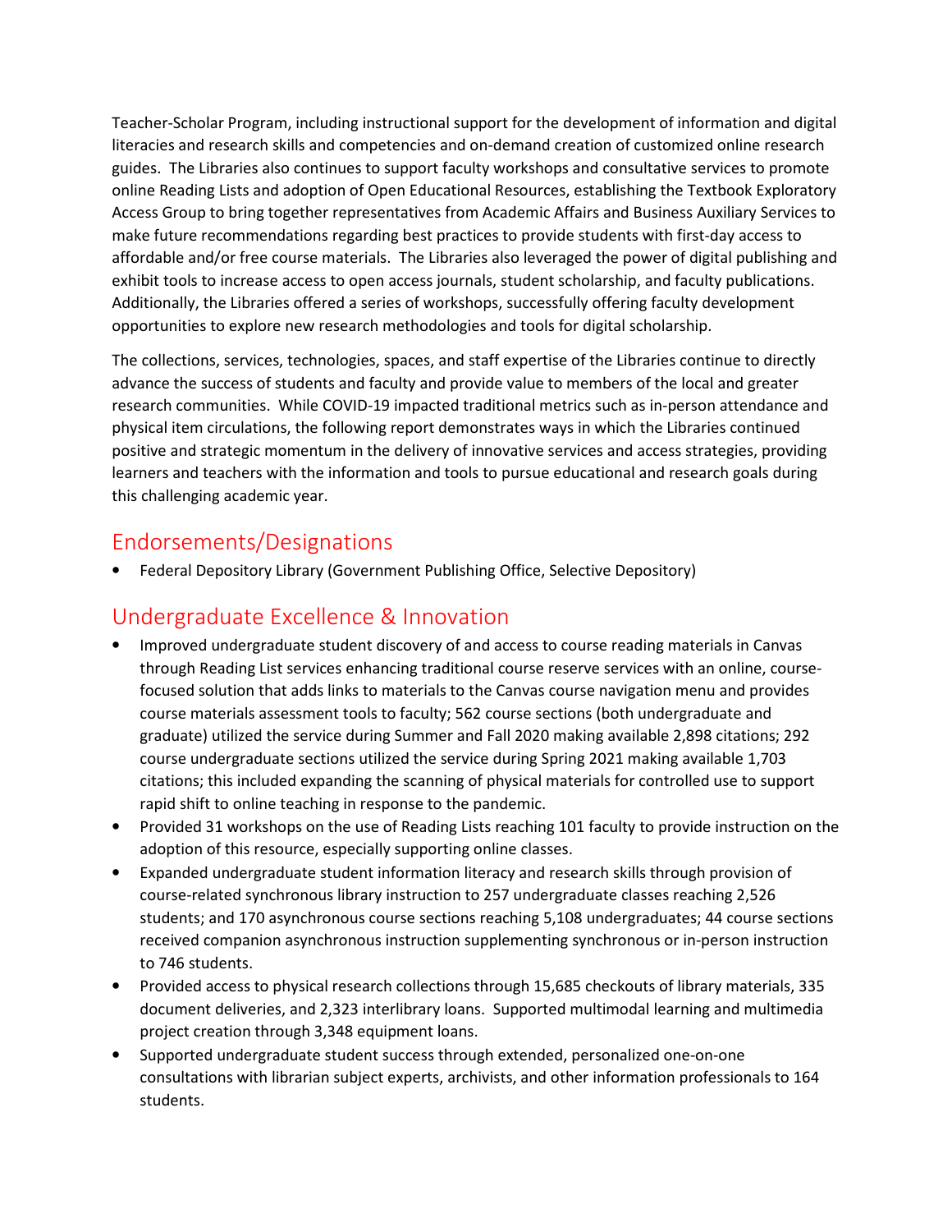Teacher-Scholar Program, including instructional support for the development of information and digital literacies and research skills and competencies and on-demand creation of customized online research guides. The Libraries also continues to support faculty workshops and consultative services to promote online Reading Lists and adoption of Open Educational Resources, establishing the Textbook Exploratory Access Group to bring together representatives from Academic Affairs and Business Auxiliary Services to make future recommendations regarding best practices to provide students with first-day access to affordable and/or free course materials. The Libraries also leveraged the power of digital publishing and exhibit tools to increase access to open access journals, student scholarship, and faculty publications. Additionally, the Libraries offered a series of workshops, successfully offering faculty development opportunities to explore new research methodologies and tools for digital scholarship.

The collections, services, technologies, spaces, and staff expertise of the Libraries continue to directly advance the success of students and faculty and provide value to members of the local and greater research communities. While COVID-19 impacted traditional metrics such as in-person attendance and physical item circulations, the following report demonstrates ways in which the Libraries continued positive and strategic momentum in the delivery of innovative services and access strategies, providing learners and teachers with the information and tools to pursue educational and research goals during this challenging academic year.

## Endorsements/Designations

- Federal Depository Library (Government Publishing Office, Selective Depository)

## Undergraduate Excellence & Innovation

- Improved undergraduate student discovery of and access to course reading materials in Canvas through Reading List services enhancing traditional course reserve services with an online, course-focused solution that adds links to materials to the Canvas course navigation menu and provides course materials assessment tools to faculty; 562 course sections (both undergraduate and graduate) utilized the service during Summer and Fall 2020 making available 2,898 citations; 292 course undergraduate sections utilized the service during Spring 2021 making available 1,703 citations; this included expanding the scanning of physical materials for controlled use to support rapid shift to online teaching in response to the pandemic.
- Provided 31 workshops on the use of Reading Lists reaching 101 faculty to provide instruction on the adoption of this resource, especially supporting online classes.
- Expanded undergraduate student information literacy and research skills through provision of course-related synchronous library instruction to 257 undergraduate classes reaching 2,526 students; and 170 asynchronous course sections reaching 5,108 undergraduates; 44 course sections received companion asynchronous instruction supplementing synchronous or in-person instruction to 746 students.
- Provided access to physical research collections through 15,685 checkouts of library materials, 335 document deliveries, and 2,323 interlibrary loans. Supported multimodal learning and multimedia project creation through 3,348 equipment loans.
- Supported undergraduate student success through extended, personalized one-on-one consultations with librarian subject experts, archivists, and other information professionals to 164 students.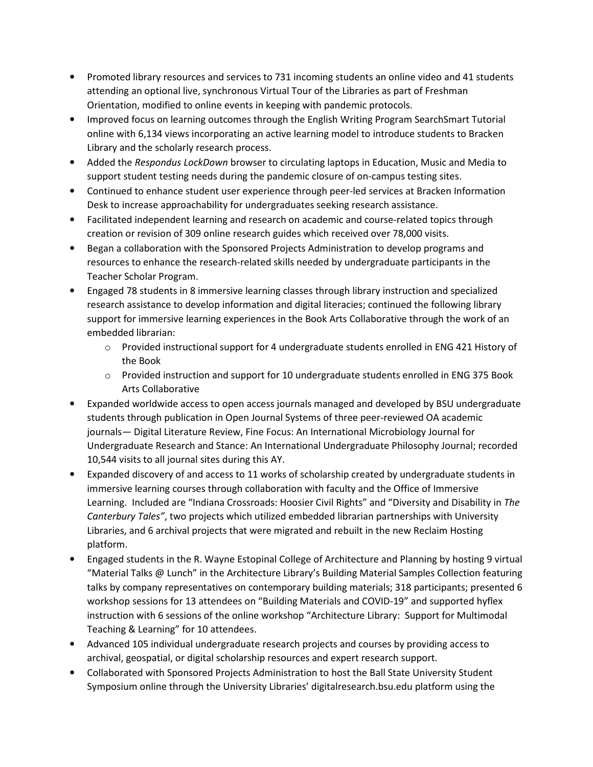- Promoted library resources and services to 731 incoming students an online video and 41 students attending an optional live, synchronous Virtual Tour of the Libraries as part of Freshman Orientation, modified to online events in keeping with pandemic protocols.
- Improved focus on learning outcomes through the English Writing Program SearchSmart Tutorial online with 6,134 views incorporating an active learning model to introduce students to Bracken Library and the scholarly research process.
- Added the *Respondus LockDown* browser to circulating laptops in Education, Music and Media to support student testing needs during the pandemic closure of on-campus testing sites.
- Continued to enhance student user experience through peer-led services at Bracken Information Desk to increase approachability for undergraduates seeking research assistance.
- Facilitated independent learning and research on academic and course-related topics through creation or revision of 309 online research guides which received over 78,000 visits.
- Began a collaboration with the Sponsored Projects Administration to develop programs and resources to enhance the research-related skills needed by undergraduate participants in the Teacher Scholar Program.
- Engaged 78 students in 8 immersive learning classes through library instruction and specialized research assistance to develop information and digital literacies; continued the following library support for immersive learning experiences in the Book Arts Collaborative through the work of an embedded librarian:
    - Provided instructional support for 4 undergraduate students enrolled in ENG 421 History of the Book
    - Provided instruction and support for 10 undergraduate students enrolled in ENG 375 Book Arts Collaborative
- Expanded worldwide access to open access journals managed and developed by BSU undergraduate students through publication in Open Journal Systems of three peer-reviewed OA academic journals— Digital Literature Review, Fine Focus: An International Microbiology Journal for Undergraduate Research and Stance: An International Undergraduate Philosophy Journal; recorded 10,544 visits to all journal sites during this AY.
- Expanded discovery of and access to 11 works of scholarship created by undergraduate students in immersive learning courses through collaboration with faculty and the Office of Immersive Learning. Included are "Indiana Crossroads: Hoosier Civil Rights" and "Diversity and Disability in *The Canterbury Tales"*, two projects which utilized embedded librarian partnerships with University Libraries, and 6 archival projects that were migrated and rebuilt in the new Reclaim Hosting platform.
- Engaged students in the R. Wayne Estopinal College of Architecture and Planning by hosting 9 virtual "Material Talks @ Lunch" in the Architecture Library's Building Material Samples Collection featuring talks by company representatives on contemporary building materials; 318 participants; presented 6 workshop sessions for 13 attendees on "Building Materials and COVID-19" and supported hyflex instruction with 6 sessions of the online workshop "Architecture Library: Support for Multimodal Teaching & Learning" for 10 attendees.
- Advanced 105 individual undergraduate research projects and courses by providing access to archival, geospatial, or digital scholarship resources and expert research support.
- Collaborated with Sponsored Projects Administration to host the Ball State University Student Symposium online through the University Libraries' digitalresearch.bsu.edu platform using the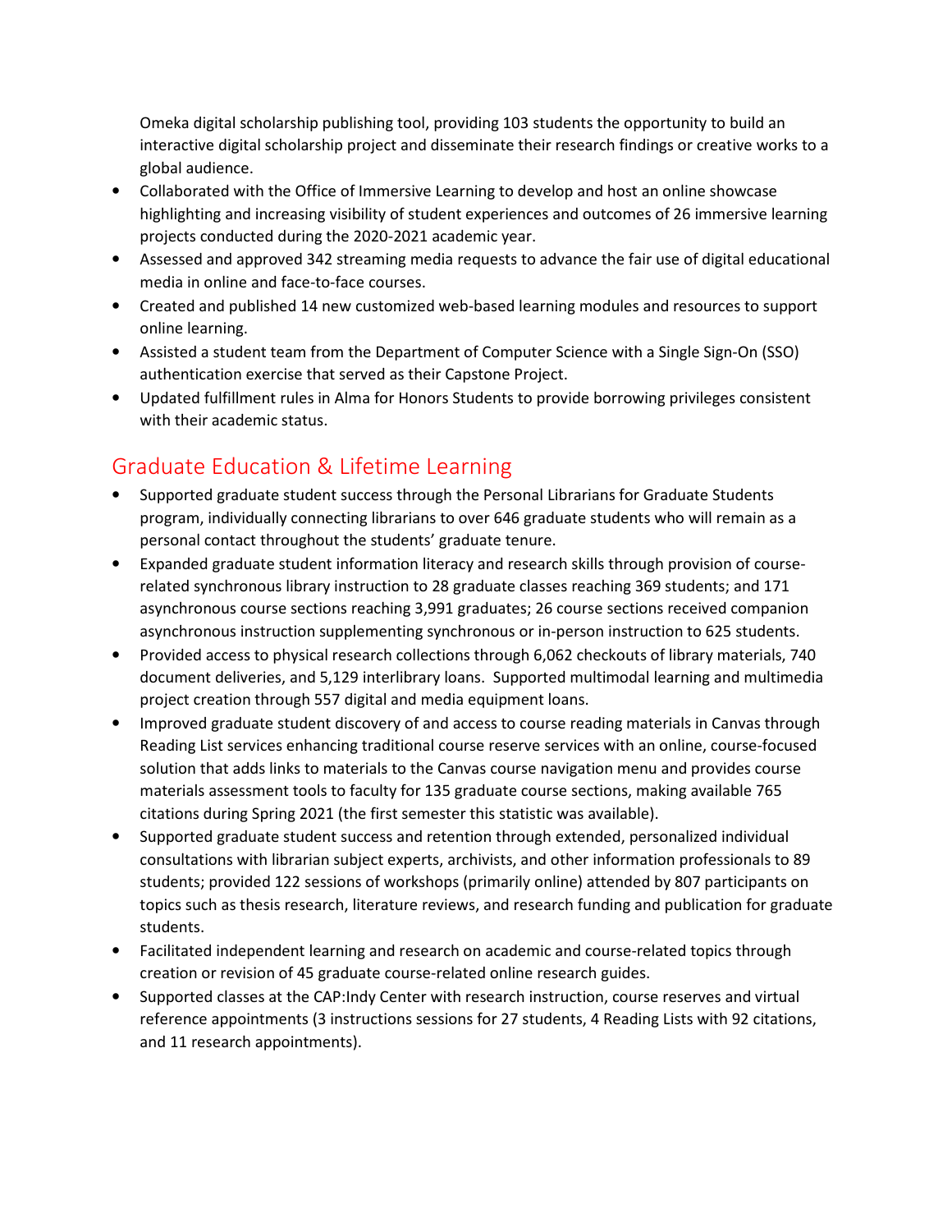Omeka digital scholarship publishing tool, providing 103 students the opportunity to build an interactive digital scholarship project and disseminate their research findings or creative works to a global audience.

- Collaborated with the Office of Immersive Learning to develop and host an online showcase highlighting and increasing visibility of student experiences and outcomes of 26 immersive learning projects conducted during the 2020-2021 academic year.
- Assessed and approved 342 streaming media requests to advance the fair use of digital educational media in online and face-to-face courses.
- Created and published 14 new customized web-based learning modules and resources to support online learning.
- Assisted a student team from the Department of Computer Science with a Single Sign-On (SSO) authentication exercise that served as their Capstone Project.
- Updated fulfillment rules in Alma for Honors Students to provide borrowing privileges consistent with their academic status.

## Graduate Education & Lifetime Learning

- Supported graduate student success through the Personal Librarians for Graduate Students program, individually connecting librarians to over 646 graduate students who will remain as a personal contact throughout the students' graduate tenure.
- Expanded graduate student information literacy and research skills through provision of course-related synchronous library instruction to 28 graduate classes reaching 369 students; and 171 asynchronous course sections reaching 3,991 graduates; 26 course sections received companion asynchronous instruction supplementing synchronous or in-person instruction to 625 students.
- Provided access to physical research collections through 6,062 checkouts of library materials, 740 document deliveries, and 5,129 interlibrary loans. Supported multimodal learning and multimedia project creation through 557 digital and media equipment loans.
- Improved graduate student discovery of and access to course reading materials in Canvas through Reading List services enhancing traditional course reserve services with an online, course-focused solution that adds links to materials to the Canvas course navigation menu and provides course materials assessment tools to faculty for 135 graduate course sections, making available 765 citations during Spring 2021 (the first semester this statistic was available).
- Supported graduate student success and retention through extended, personalized individual consultations with librarian subject experts, archivists, and other information professionals to 89 students; provided 122 sessions of workshops (primarily online) attended by 807 participants on topics such as thesis research, literature reviews, and research funding and publication for graduate students.
- Facilitated independent learning and research on academic and course-related topics through creation or revision of 45 graduate course-related online research guides.
- Supported classes at the CAP:Indy Center with research instruction, course reserves and virtual reference appointments (3 instructions sessions for 27 students, 4 Reading Lists with 92 citations, and 11 research appointments).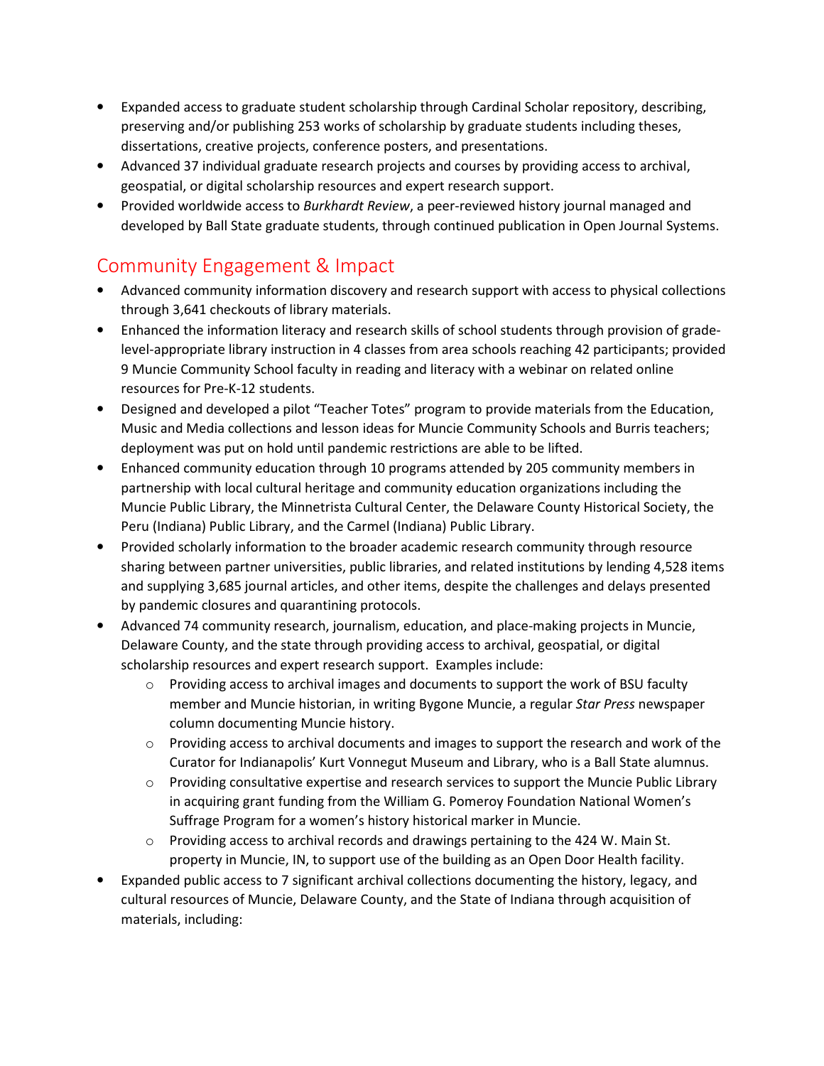- Expanded access to graduate student scholarship through Cardinal Scholar repository, describing, preserving and/or publishing 253 works of scholarship by graduate students including theses, dissertations, creative projects, conference posters, and presentations.
- Advanced 37 individual graduate research projects and courses by providing access to archival, geospatial, or digital scholarship resources and expert research support.
- Provided worldwide access to *Burkhardt Review*, a peer-reviewed history journal managed and developed by Ball State graduate students, through continued publication in Open Journal Systems.

## Community Engagement & Impact

- Advanced community information discovery and research support with access to physical collections through 3,641 checkouts of library materials.
- Enhanced the information literacy and research skills of school students through provision of grade-level-appropriate library instruction in 4 classes from area schools reaching 42 participants; provided 9 Muncie Community School faculty in reading and literacy with a webinar on related online resources for Pre-K-12 students.
- Designed and developed a pilot "Teacher Totes" program to provide materials from the Education, Music and Media collections and lesson ideas for Muncie Community Schools and Burris teachers; deployment was put on hold until pandemic restrictions are able to be lifted.
- Enhanced community education through 10 programs attended by 205 community members in partnership with local cultural heritage and community education organizations including the Muncie Public Library, the Minnetrista Cultural Center, the Delaware County Historical Society, the Peru (Indiana) Public Library, and the Carmel (Indiana) Public Library.
- Provided scholarly information to the broader academic research community through resource sharing between partner universities, public libraries, and related institutions by lending 4,528 items and supplying 3,685 journal articles, and other items, despite the challenges and delays presented by pandemic closures and quarantining protocols.
- Advanced 74 community research, journalism, education, and place-making projects in Muncie, Delaware County, and the state through providing access to archival, geospatial, or digital scholarship resources and expert research support. Examples include:
  - Providing access to archival images and documents to support the work of BSU faculty member and Muncie historian, in writing Bygone Muncie, a regular *Star Press* newspaper column documenting Muncie history.
  - Providing access to archival documents and images to support the research and work of the Curator for Indianapolis' Kurt Vonnegut Museum and Library, who is a Ball State alumnus.
  - Providing consultative expertise and research services to support the Muncie Public Library in acquiring grant funding from the William G. Pomeroy Foundation National Women's Suffrage Program for a women's history historical marker in Muncie.
  - Providing access to archival records and drawings pertaining to the 424 W. Main St. property in Muncie, IN, to support use of the building as an Open Door Health facility.
- Expanded public access to 7 significant archival collections documenting the history, legacy, and cultural resources of Muncie, Delaware County, and the State of Indiana through acquisition of materials, including: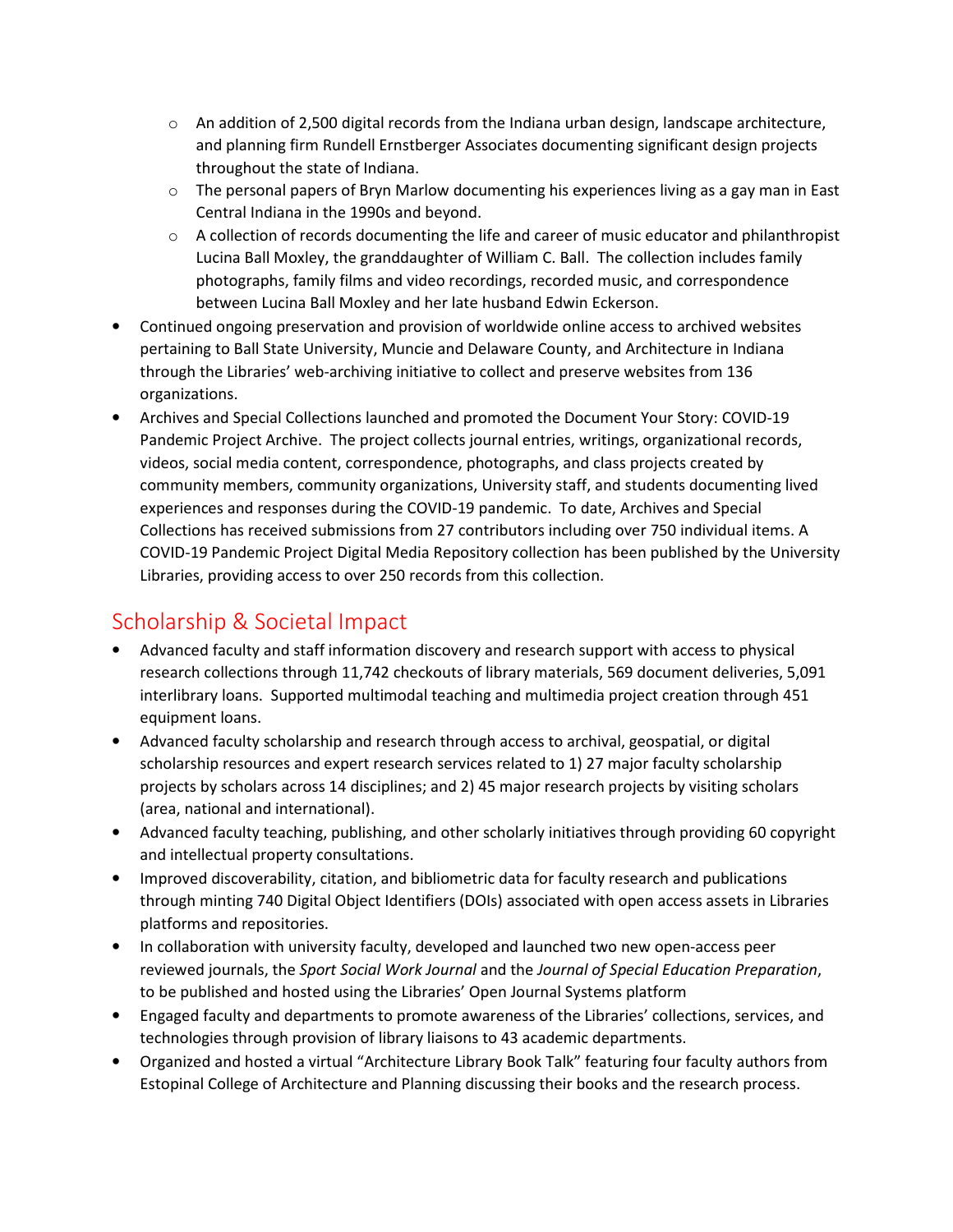- An addition of 2,500 digital records from the Indiana urban design, landscape architecture, and planning firm Rundell Ernstberger Associates documenting significant design projects throughout the state of Indiana.
  - The personal papers of Bryn Marlow documenting his experiences living as a gay man in East Central Indiana in the 1990s and beyond.
  - A collection of records documenting the life and career of music educator and philanthropist Lucina Ball Moxley, the granddaughter of William C. Ball. The collection includes family photographs, family films and video recordings, recorded music, and correspondence between Lucina Ball Moxley and her late husband Edwin Eckerson.
- Continued ongoing preservation and provision of worldwide online access to archived websites pertaining to Ball State University, Muncie and Delaware County, and Architecture in Indiana through the Libraries' web-archiving initiative to collect and preserve websites from 136 organizations.
- Archives and Special Collections launched and promoted the Document Your Story: COVID-19 Pandemic Project Archive. The project collects journal entries, writings, organizational records, videos, social media content, correspondence, photographs, and class projects created by community members, community organizations, University staff, and students documenting lived experiences and responses during the COVID-19 pandemic. To date, Archives and Special Collections has received submissions from 27 contributors including over 750 individual items. A COVID-19 Pandemic Project Digital Media Repository collection has been published by the University Libraries, providing access to over 250 records from this collection.

## Scholarship & Societal Impact

- Advanced faculty and staff information discovery and research support with access to physical research collections through 11,742 checkouts of library materials, 569 document deliveries, 5,091 interlibrary loans. Supported multimodal teaching and multimedia project creation through 451 equipment loans.
- Advanced faculty scholarship and research through access to archival, geospatial, or digital scholarship resources and expert research services related to 1) 27 major faculty scholarship projects by scholars across 14 disciplines; and 2) 45 major research projects by visiting scholars (area, national and international).
- Advanced faculty teaching, publishing, and other scholarly initiatives through providing 60 copyright and intellectual property consultations.
- Improved discoverability, citation, and bibliometric data for faculty research and publications through minting 740 Digital Object Identifiers (DOIs) associated with open access assets in Libraries platforms and repositories.
- In collaboration with university faculty, developed and launched two new open-access peer reviewed journals, the *Sport Social Work Journal* and the *Journal of Special Education Preparation*, to be published and hosted using the Libraries' Open Journal Systems platform
- Engaged faculty and departments to promote awareness of the Libraries' collections, services, and technologies through provision of library liaisons to 43 academic departments.
- Organized and hosted a virtual "Architecture Library Book Talk" featuring four faculty authors from Estopinal College of Architecture and Planning discussing their books and the research process.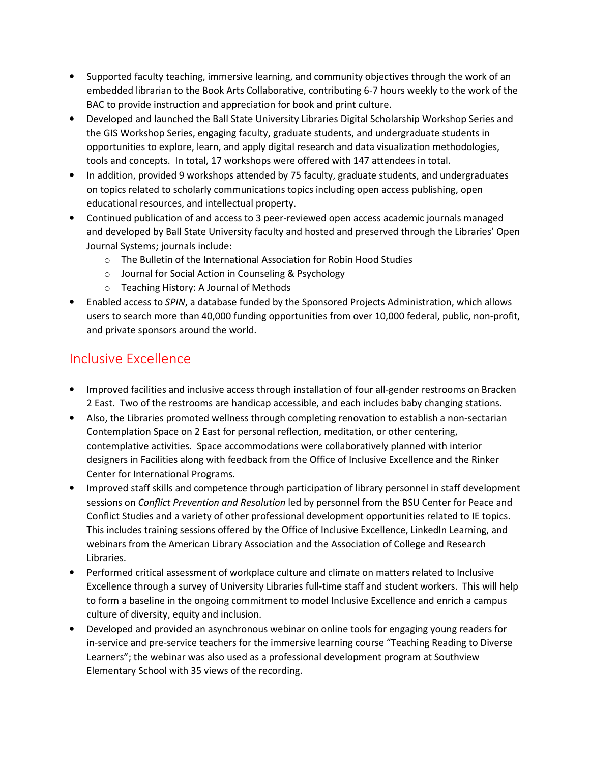- Supported faculty teaching, immersive learning, and community objectives through the work of an embedded librarian to the Book Arts Collaborative, contributing 6-7 hours weekly to the work of the BAC to provide instruction and appreciation for book and print culture.
- Developed and launched the Ball State University Libraries Digital Scholarship Workshop Series and the GIS Workshop Series, engaging faculty, graduate students, and undergraduate students in opportunities to explore, learn, and apply digital research and data visualization methodologies, tools and concepts. In total, 17 workshops were offered with 147 attendees in total.
- In addition, provided 9 workshops attended by 75 faculty, graduate students, and undergraduates on topics related to scholarly communications topics including open access publishing, open educational resources, and intellectual property.
- Continued publication of and access to 3 peer-reviewed open access academic journals managed and developed by Ball State University faculty and hosted and preserved through the Libraries' Open Journal Systems; journals include:
  - The Bulletin of the International Association for Robin Hood Studies
  - Journal for Social Action in Counseling & Psychology
  - Teaching History: A Journal of Methods
- Enabled access to *SPIN*, a database funded by the Sponsored Projects Administration, which allows users to search more than 40,000 funding opportunities from over 10,000 federal, public, non-profit, and private sponsors around the world.

## Inclusive Excellence

- Improved facilities and inclusive access through installation of four all-gender restrooms on Bracken 2 East. Two of the restrooms are handicap accessible, and each includes baby changing stations.
- Also, the Libraries promoted wellness through completing renovation to establish a non-sectarian Contemplation Space on 2 East for personal reflection, meditation, or other centering, contemplative activities. Space accommodations were collaboratively planned with interior designers in Facilities along with feedback from the Office of Inclusive Excellence and the Rinker Center for International Programs.
- Improved staff skills and competence through participation of library personnel in staff development sessions on *Conflict Prevention and Resolution* led by personnel from the BSU Center for Peace and Conflict Studies and a variety of other professional development opportunities related to IE topics. This includes training sessions offered by the Office of Inclusive Excellence, LinkedIn Learning, and webinars from the American Library Association and the Association of College and Research Libraries.
- Performed critical assessment of workplace culture and climate on matters related to Inclusive Excellence through a survey of University Libraries full-time staff and student workers. This will help to form a baseline in the ongoing commitment to model Inclusive Excellence and enrich a campus culture of diversity, equity and inclusion.
- Developed and provided an asynchronous webinar on online tools for engaging young readers for in-service and pre-service teachers for the immersive learning course "Teaching Reading to Diverse Learners"; the webinar was also used as a professional development program at Southview Elementary School with 35 views of the recording.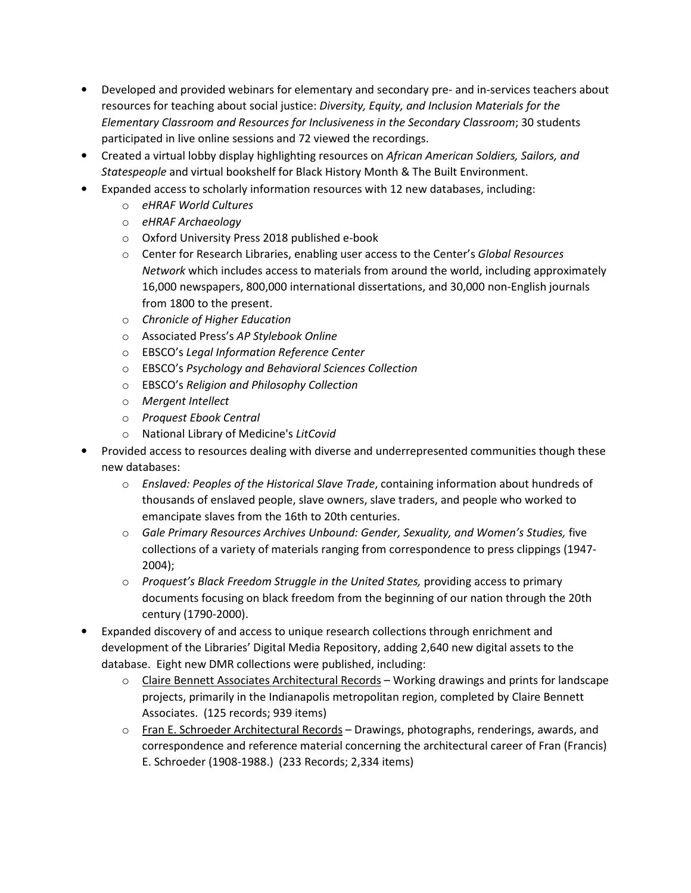- Developed and provided webinars for elementary and secondary pre- and in-services teachers about resources for teaching about social justice: *Diversity, Equity, and Inclusion Materials for the Elementary Classroom and Resources for Inclusiveness in the Secondary Classroom*; 30 students participated in live online sessions and 72 viewed the recordings.
- Created a virtual lobby display highlighting resources on *African American Soldiers, Sailors, and Statespeople* and virtual bookshelf for Black History Month & The Built Environment.
- Expanded access to scholarly information resources with 12 new databases, including:
  - *eHRAF World Cultures*
  - *eHRAF Archaeology*
  - Oxford University Press 2018 published e-book
  - Center for Research Libraries, enabling user access to the Center's *Global Resources Network* which includes access to materials from around the world, including approximately 16,000 newspapers, 800,000 international dissertations, and 30,000 non-English journals from 1800 to the present.
  - *Chronicle of Higher Education*
  - Associated Press's *AP Stylebook Online*
  - EBSCO's *Legal Information Reference Center*
  - EBSCO's *Psychology and Behavioral Sciences Collection*
  - EBSCO's *Religion and Philosophy Collection*
  - *Mergent Intellect*
  - *Proquest Ebook Central*
  - National Library of Medicine's *LitCovid*
- Provided access to resources dealing with diverse and underrepresented communities though these new databases:
  - *Enslaved: Peoples of the Historical Slave Trade*, containing information about hundreds of thousands of enslaved people, slave owners, slave traders, and people who worked to emancipate slaves from the 16th to 20th centuries.
  - *Gale Primary Resources Archives Unbound: Gender, Sexuality, and Women's Studies,* five collections of a variety of materials ranging from correspondence to press clippings (1947-2004);
  - *Proquest's Black Freedom Struggle in the United States,* providing access to primary documents focusing on black freedom from the beginning of our nation through the 20th century (1790-2000).
- Expanded discovery of and access to unique research collections through enrichment and development of the Libraries' Digital Media Repository, adding 2,640 new digital assets to the database. Eight new DMR collections were published, including:
  - <u>Claire Bennett Associates Architectural Records</u> – Working drawings and prints for landscape projects, primarily in the Indianapolis metropolitan region, completed by Claire Bennett Associates. (125 records; 939 items)
  - <u>Fran E. Schroeder Architectural Records</u> – Drawings, photographs, renderings, awards, and correspondence and reference material concerning the architectural career of Fran (Francis) E. Schroeder (1908-1988.) (233 Records; 2,334 items)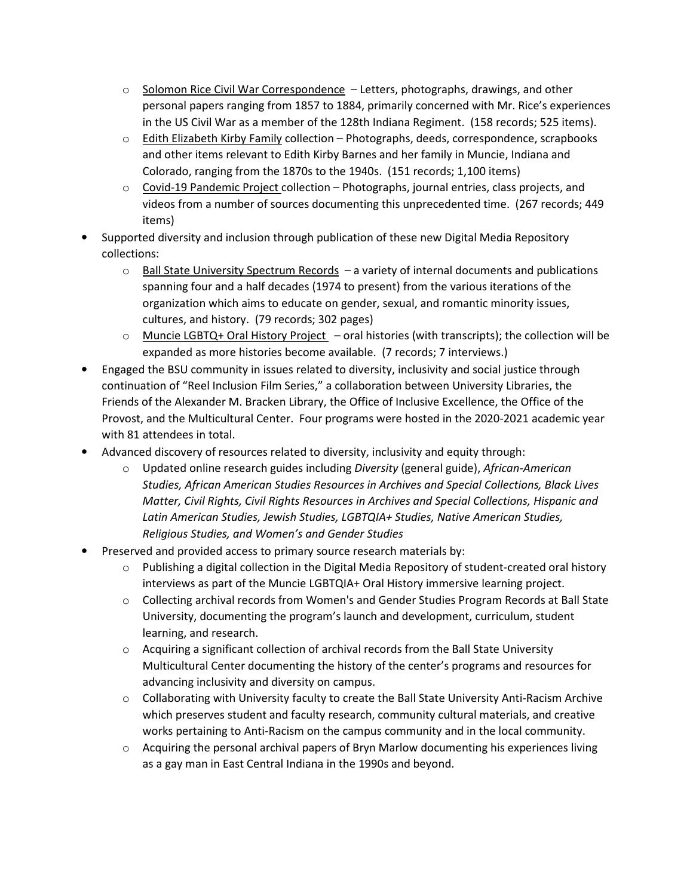- Solomon Rice Civil War Correspondence – Letters, photographs, drawings, and other personal papers ranging from 1857 to 1884, primarily concerned with Mr. Rice's experiences in the US Civil War as a member of the 128th Indiana Regiment. (158 records; 525 items).
  - Edith Elizabeth Kirby Family collection – Photographs, deeds, correspondence, scrapbooks and other items relevant to Edith Kirby Barnes and her family in Muncie, Indiana and Colorado, ranging from the 1870s to the 1940s. (151 records; 1,100 items)
  - Covid-19 Pandemic Project collection – Photographs, journal entries, class projects, and videos from a number of sources documenting this unprecedented time. (267 records; 449 items)
- Supported diversity and inclusion through publication of these new Digital Media Repository collections:
  - Ball State University Spectrum Records – a variety of internal documents and publications spanning four and a half decades (1974 to present) from the various iterations of the organization which aims to educate on gender, sexual, and romantic minority issues, cultures, and history. (79 records; 302 pages)
  - Muncie LGBTQ+ Oral History Project – oral histories (with transcripts); the collection will be expanded as more histories become available. (7 records; 7 interviews.)
- Engaged the BSU community in issues related to diversity, inclusivity and social justice through continuation of "Reel Inclusion Film Series," a collaboration between University Libraries, the Friends of the Alexander M. Bracken Library, the Office of Inclusive Excellence, the Office of the Provost, and the Multicultural Center. Four programs were hosted in the 2020-2021 academic year with 81 attendees in total.
- Advanced discovery of resources related to diversity, inclusivity and equity through:
  - Updated online research guides including *Diversity* (general guide), *African-American Studies, African American Studies Resources in Archives and Special Collections, Black Lives Matter, Civil Rights, Civil Rights Resources in Archives and Special Collections, Hispanic and Latin American Studies, Jewish Studies, LGBTQIA+ Studies, Native American Studies, Religious Studies, and Women's and Gender Studies*
- Preserved and provided access to primary source research materials by:
  - Publishing a digital collection in the Digital Media Repository of student-created oral history interviews as part of the Muncie LGBTQIA+ Oral History immersive learning project.
  - Collecting archival records from Women's and Gender Studies Program Records at Ball State University, documenting the program's launch and development, curriculum, student learning, and research.
  - Acquiring a significant collection of archival records from the Ball State University Multicultural Center documenting the history of the center's programs and resources for advancing inclusivity and diversity on campus.
  - Collaborating with University faculty to create the Ball State University Anti-Racism Archive which preserves student and faculty research, community cultural materials, and creative works pertaining to Anti-Racism on the campus community and in the local community.
  - Acquiring the personal archival papers of Bryn Marlow documenting his experiences living as a gay man in East Central Indiana in the 1990s and beyond.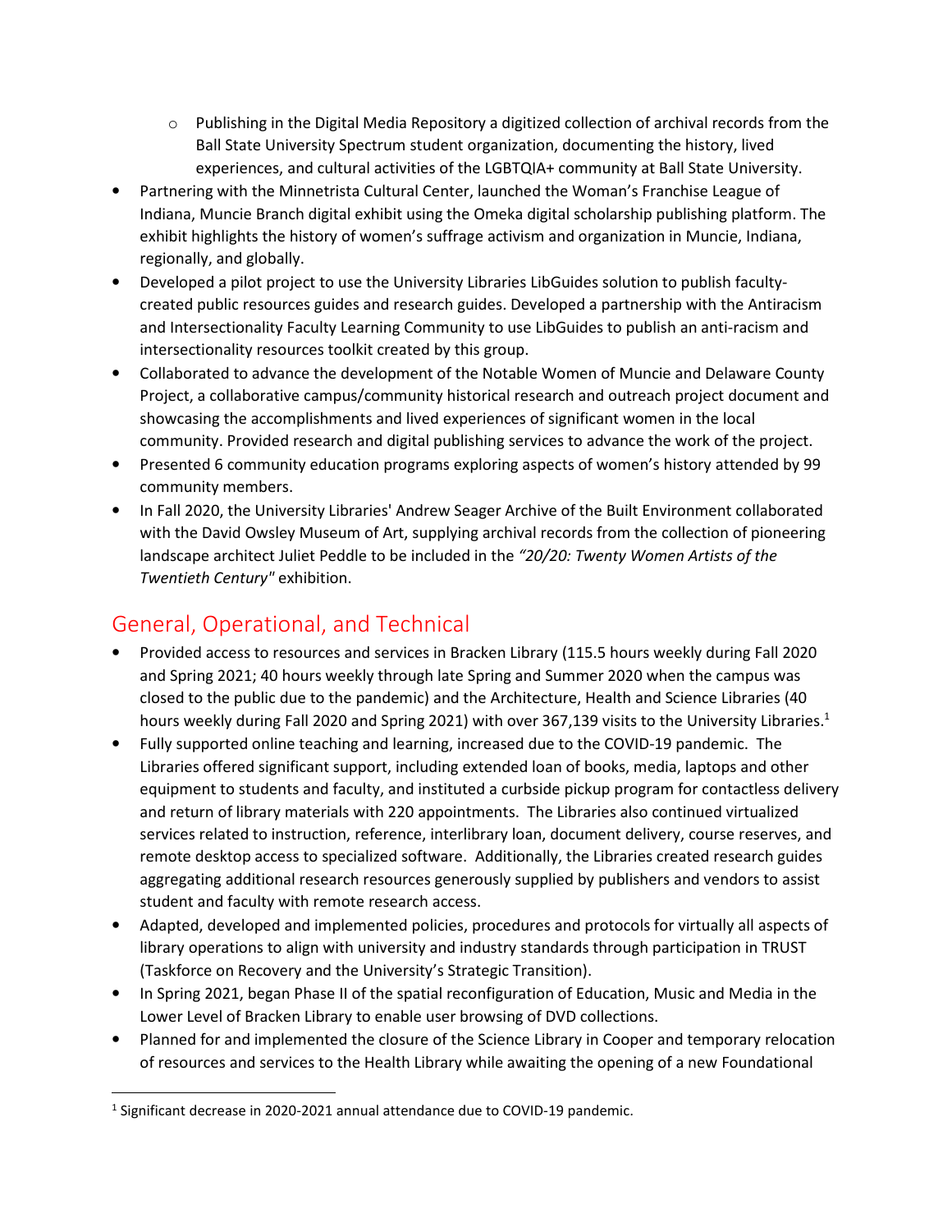- Publishing in the Digital Media Repository a digitized collection of archival records from the Ball State University Spectrum student organization, documenting the history, lived experiences, and cultural activities of the LGBTQIA+ community at Ball State University.

- Partnering with the Minnetrista Cultural Center, launched the Woman's Franchise League of Indiana, Muncie Branch digital exhibit using the Omeka digital scholarship publishing platform. The exhibit highlights the history of women's suffrage activism and organization in Muncie, Indiana, regionally, and globally.
- Developed a pilot project to use the University Libraries LibGuides solution to publish faculty-created public resources guides and research guides. Developed a partnership with the Antiracism and Intersectionality Faculty Learning Community to use LibGuides to publish an anti-racism and intersectionality resources toolkit created by this group.
- Collaborated to advance the development of the Notable Women of Muncie and Delaware County Project, a collaborative campus/community historical research and outreach project document and showcasing the accomplishments and lived experiences of significant women in the local community. Provided research and digital publishing services to advance the work of the project.
- Presented 6 community education programs exploring aspects of women's history attended by 99 community members.
- In Fall 2020, the University Libraries' Andrew Seager Archive of the Built Environment collaborated with the David Owsley Museum of Art, supplying archival records from the collection of pioneering landscape architect Juliet Peddle to be included in the *"20/20: Twenty Women Artists of the Twentieth Century"* exhibition.

## General, Operational, and Technical

- Provided access to resources and services in Bracken Library (115.5 hours weekly during Fall 2020 and Spring 2021; 40 hours weekly through late Spring and Summer 2020 when the campus was closed to the public due to the pandemic) and the Architecture, Health and Science Libraries (40 hours weekly during Fall 2020 and Spring 2021) with over 367,139 visits to the University Libraries.[1]
- Fully supported online teaching and learning, increased due to the COVID-19 pandemic. The Libraries offered significant support, including extended loan of books, media, laptops and other equipment to students and faculty, and instituted a curbside pickup program for contactless delivery and return of library materials with 220 appointments. The Libraries also continued virtualized services related to instruction, reference, interlibrary loan, document delivery, course reserves, and remote desktop access to specialized software. Additionally, the Libraries created research guides aggregating additional research resources generously supplied by publishers and vendors to assist student and faculty with remote research access.
- Adapted, developed and implemented policies, procedures and protocols for virtually all aspects of library operations to align with university and industry standards through participation in TRUST (Taskforce on Recovery and the University's Strategic Transition).
- In Spring 2021, began Phase II of the spatial reconfiguration of Education, Music and Media in the Lower Level of Bracken Library to enable user browsing of DVD collections.
- Planned for and implemented the closure of the Science Library in Cooper and temporary relocation of resources and services to the Health Library while awaiting the opening of a new Foundational

[1] Significant decrease in 2020-2021 annual attendance due to COVID-19 pandemic.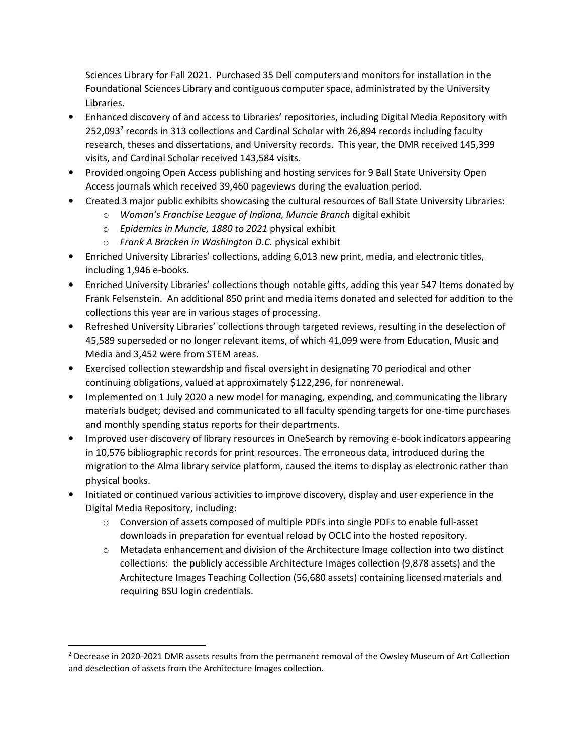Sciences Library for Fall 2021. Purchased 35 Dell computers and monitors for installation in the Foundational Sciences Library and contiguous computer space, administrated by the University Libraries.

- Enhanced discovery of and access to Libraries' repositories, including Digital Media Repository with 252,093[2] records in 313 collections and Cardinal Scholar with 26,894 records including faculty research, theses and dissertations, and University records. This year, the DMR received 145,399 visits, and Cardinal Scholar received 143,584 visits.
- Provided ongoing Open Access publishing and hosting services for 9 Ball State University Open Access journals which received 39,460 pageviews during the evaluation period.
- Created 3 major public exhibits showcasing the cultural resources of Ball State University Libraries:
  - *Woman's Franchise League of Indiana, Muncie Branch* digital exhibit
  - *Epidemics in Muncie, 1880 to 2021* physical exhibit
  - *Frank A Bracken in Washington D.C.* physical exhibit
- Enriched University Libraries' collections, adding 6,013 new print, media, and electronic titles, including 1,946 e-books.
- Enriched University Libraries' collections though notable gifts, adding this year 547 Items donated by Frank Felsenstein. An additional 850 print and media items donated and selected for addition to the collections this year are in various stages of processing.
- Refreshed University Libraries' collections through targeted reviews, resulting in the deselection of 45,589 superseded or no longer relevant items, of which 41,099 were from Education, Music and Media and 3,452 were from STEM areas.
- Exercised collection stewardship and fiscal oversight in designating 70 periodical and other continuing obligations, valued at approximately $122,296, for nonrenewal.
- Implemented on 1 July 2020 a new model for managing, expending, and communicating the library materials budget; devised and communicated to all faculty spending targets for one-time purchases and monthly spending status reports for their departments.
- Improved user discovery of library resources in OneSearch by removing e-book indicators appearing in 10,576 bibliographic records for print resources. The erroneous data, introduced during the migration to the Alma library service platform, caused the items to display as electronic rather than physical books.
- Initiated or continued various activities to improve discovery, display and user experience in the Digital Media Repository, including:
  - Conversion of assets composed of multiple PDFs into single PDFs to enable full-asset downloads in preparation for eventual reload by OCLC into the hosted repository.
  - Metadata enhancement and division of the Architecture Image collection into two distinct collections: the publicly accessible Architecture Images collection (9,878 assets) and the Architecture Images Teaching Collection (56,680 assets) containing licensed materials and requiring BSU login credentials.

---

[2] Decrease in 2020-2021 DMR assets results from the permanent removal of the Owsley Museum of Art Collection and deselection of assets from the Architecture Images collection.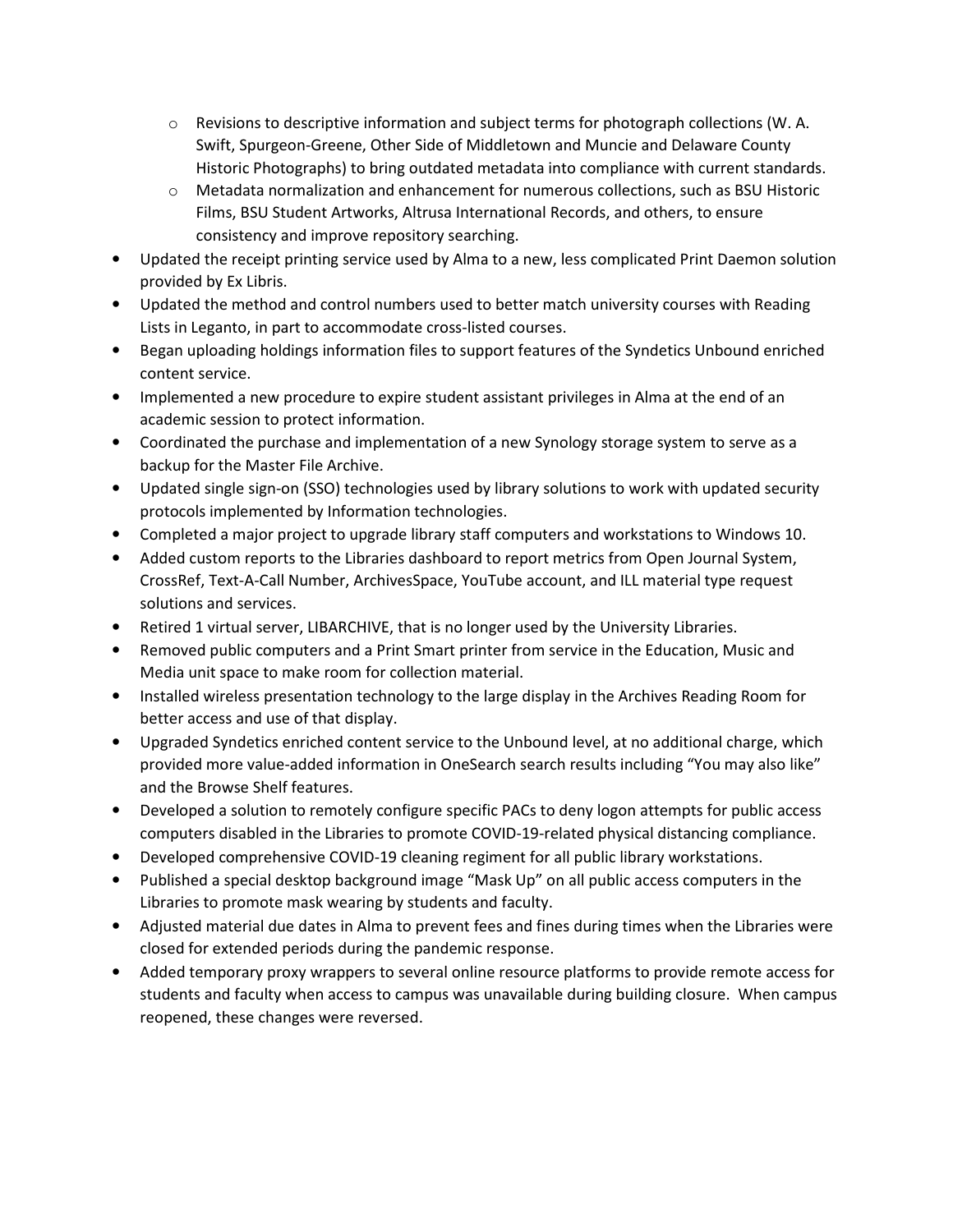- Revisions to descriptive information and subject terms for photograph collections (W. A. Swift, Spurgeon-Greene, Other Side of Middletown and Muncie and Delaware County Historic Photographs) to bring outdated metadata into compliance with current standards.
  - Metadata normalization and enhancement for numerous collections, such as BSU Historic Films, BSU Student Artworks, Altrusa International Records, and others, to ensure consistency and improve repository searching.
- Updated the receipt printing service used by Alma to a new, less complicated Print Daemon solution provided by Ex Libris.
- Updated the method and control numbers used to better match university courses with Reading Lists in Leganto, in part to accommodate cross-listed courses.
- Began uploading holdings information files to support features of the Syndetics Unbound enriched content service.
- Implemented a new procedure to expire student assistant privileges in Alma at the end of an academic session to protect information.
- Coordinated the purchase and implementation of a new Synology storage system to serve as a backup for the Master File Archive.
- Updated single sign-on (SSO) technologies used by library solutions to work with updated security protocols implemented by Information technologies.
- Completed a major project to upgrade library staff computers and workstations to Windows 10.
- Added custom reports to the Libraries dashboard to report metrics from Open Journal System, CrossRef, Text-A-Call Number, ArchivesSpace, YouTube account, and ILL material type request solutions and services.
- Retired 1 virtual server, LIBARCHIVE, that is no longer used by the University Libraries.
- Removed public computers and a Print Smart printer from service in the Education, Music and Media unit space to make room for collection material.
- Installed wireless presentation technology to the large display in the Archives Reading Room for better access and use of that display.
- Upgraded Syndetics enriched content service to the Unbound level, at no additional charge, which provided more value-added information in OneSearch search results including "You may also like" and the Browse Shelf features.
- Developed a solution to remotely configure specific PACs to deny logon attempts for public access computers disabled in the Libraries to promote COVID-19-related physical distancing compliance.
- Developed comprehensive COVID-19 cleaning regiment for all public library workstations.
- Published a special desktop background image "Mask Up" on all public access computers in the Libraries to promote mask wearing by students and faculty.
- Adjusted material due dates in Alma to prevent fees and fines during times when the Libraries were closed for extended periods during the pandemic response.
- Added temporary proxy wrappers to several online resource platforms to provide remote access for students and faculty when access to campus was unavailable during building closure. When campus reopened, these changes were reversed.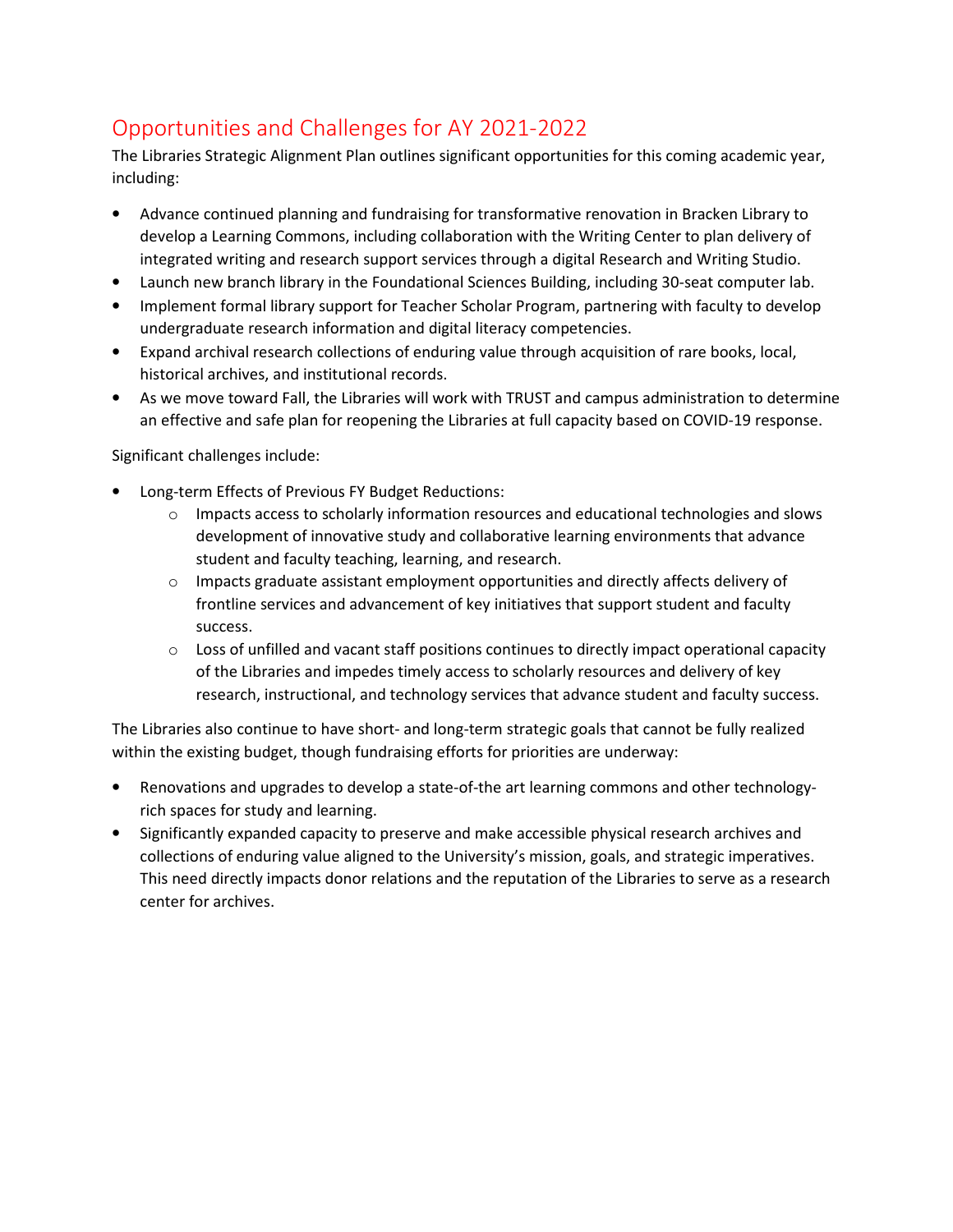## Opportunities and Challenges for AY 2021-2022

The Libraries Strategic Alignment Plan outlines significant opportunities for this coming academic year, including:

- Advance continued planning and fundraising for transformative renovation in Bracken Library to develop a Learning Commons, including collaboration with the Writing Center to plan delivery of integrated writing and research support services through a digital Research and Writing Studio.
- Launch new branch library in the Foundational Sciences Building, including 30-seat computer lab.
- Implement formal library support for Teacher Scholar Program, partnering with faculty to develop undergraduate research information and digital literacy competencies.
- Expand archival research collections of enduring value through acquisition of rare books, local, historical archives, and institutional records.
- As we move toward Fall, the Libraries will work with TRUST and campus administration to determine an effective and safe plan for reopening the Libraries at full capacity based on COVID-19 response.

Significant challenges include:

- Long-term Effects of Previous FY Budget Reductions:
  - Impacts access to scholarly information resources and educational technologies and slows development of innovative study and collaborative learning environments that advance student and faculty teaching, learning, and research.
  - Impacts graduate assistant employment opportunities and directly affects delivery of frontline services and advancement of key initiatives that support student and faculty success.
  - Loss of unfilled and vacant staff positions continues to directly impact operational capacity of the Libraries and impedes timely access to scholarly resources and delivery of key research, instructional, and technology services that advance student and faculty success.

The Libraries also continue to have short- and long-term strategic goals that cannot be fully realized within the existing budget, though fundraising efforts for priorities are underway:

- Renovations and upgrades to develop a state-of-the art learning commons and other technology-rich spaces for study and learning.
- Significantly expanded capacity to preserve and make accessible physical research archives and collections of enduring value aligned to the University's mission, goals, and strategic imperatives. This need directly impacts donor relations and the reputation of the Libraries to serve as a research center for archives.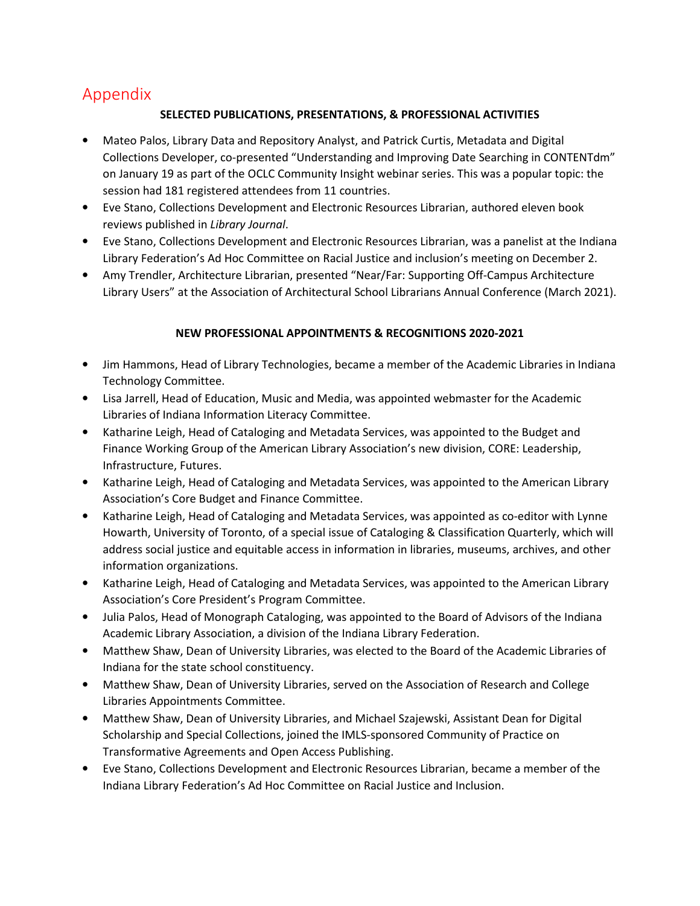# Appendix

**SELECTED PUBLICATIONS, PRESENTATIONS, & PROFESSIONAL ACTIVITIES**

- Mateo Palos, Library Data and Repository Analyst, and Patrick Curtis, Metadata and Digital Collections Developer, co-presented "Understanding and Improving Date Searching in CONTENTdm" on January 19 as part of the OCLC Community Insight webinar series. This was a popular topic: the session had 181 registered attendees from 11 countries.
- Eve Stano, Collections Development and Electronic Resources Librarian, authored eleven book reviews published in *Library Journal*.
- Eve Stano, Collections Development and Electronic Resources Librarian, was a panelist at the Indiana Library Federation's Ad Hoc Committee on Racial Justice and inclusion's meeting on December 2.
- Amy Trendler, Architecture Librarian, presented "Near/Far: Supporting Off-Campus Architecture Library Users" at the Association of Architectural School Librarians Annual Conference (March 2021).

**NEW PROFESSIONAL APPOINTMENTS & RECOGNITIONS 2020-2021**

- Jim Hammons, Head of Library Technologies, became a member of the Academic Libraries in Indiana Technology Committee.
- Lisa Jarrell, Head of Education, Music and Media, was appointed webmaster for the Academic Libraries of Indiana Information Literacy Committee.
- Katharine Leigh, Head of Cataloging and Metadata Services, was appointed to the Budget and Finance Working Group of the American Library Association's new division, CORE: Leadership, Infrastructure, Futures.
- Katharine Leigh, Head of Cataloging and Metadata Services, was appointed to the American Library Association's Core Budget and Finance Committee.
- Katharine Leigh, Head of Cataloging and Metadata Services, was appointed as co-editor with Lynne Howarth, University of Toronto, of a special issue of Cataloging & Classification Quarterly, which will address social justice and equitable access in information in libraries, museums, archives, and other information organizations.
- Katharine Leigh, Head of Cataloging and Metadata Services, was appointed to the American Library Association's Core President's Program Committee.
- Julia Palos, Head of Monograph Cataloging, was appointed to the Board of Advisors of the Indiana Academic Library Association, a division of the Indiana Library Federation.
- Matthew Shaw, Dean of University Libraries, was elected to the Board of the Academic Libraries of Indiana for the state school constituency.
- Matthew Shaw, Dean of University Libraries, served on the Association of Research and College Libraries Appointments Committee.
- Matthew Shaw, Dean of University Libraries, and Michael Szajewski, Assistant Dean for Digital Scholarship and Special Collections, joined the IMLS-sponsored Community of Practice on Transformative Agreements and Open Access Publishing.
- Eve Stano, Collections Development and Electronic Resources Librarian, became a member of the Indiana Library Federation's Ad Hoc Committee on Racial Justice and Inclusion.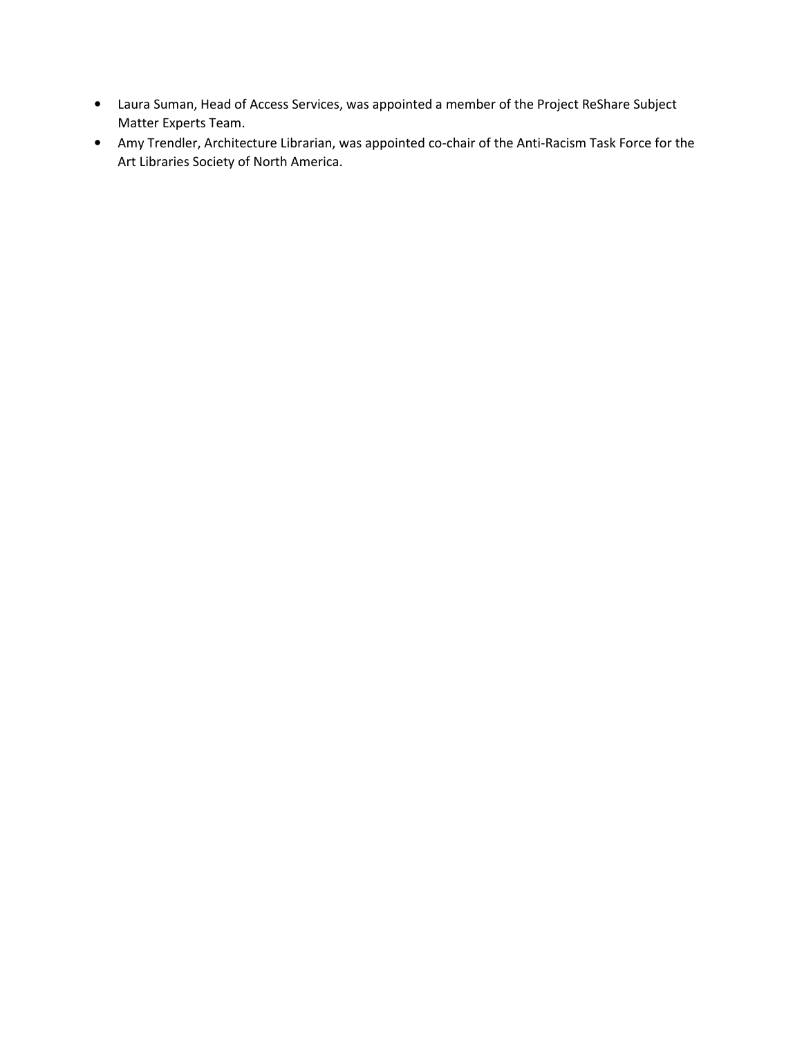- Laura Suman, Head of Access Services, was appointed a member of the Project ReShare Subject Matter Experts Team.
- Amy Trendler, Architecture Librarian, was appointed co-chair of the Anti-Racism Task Force for the Art Libraries Society of North America.